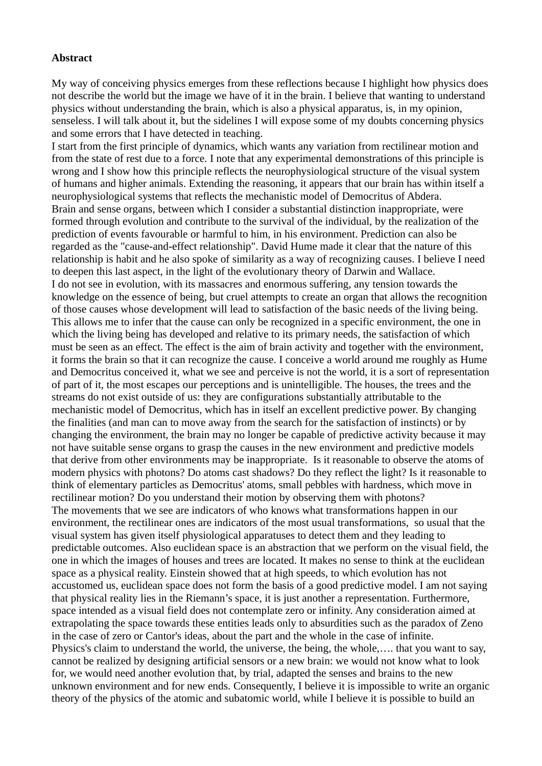**Abstract**

My way of conceiving physics emerges from these reflections because I highlight how physics does not describe the world but the image we have of it in the brain. I believe that wanting to understand physics without understanding the brain, which is also a physical apparatus, is, in my opinion, senseless. I will talk about it, but the sidelines I will expose some of my doubts concerning physics and some errors that I have detected in teaching.
I start from the first principle of dynamics, which wants any variation from rectilinear motion and from the state of rest due to a force. I note that any experimental demonstrations of this principle is wrong and I show how this principle reflects the neurophysiological structure of the visual system of humans and higher animals. Extending the reasoning, it appears that our brain has within itself a neurophysiological systems that reflects the mechanistic model of Democritus of Abdera.
Brain and sense organs, between which I consider a substantial distinction inappropriate, were formed through evolution and contribute to the survival of the individual, by the realization of the prediction of events favourable or harmful to him, in his environment. Prediction can also be regarded as the "cause-and-effect relationship". David Hume made it clear that the nature of this relationship is habit and he also spoke of similarity as a way of recognizing causes. I believe I need to deepen this last aspect, in the light of the evolutionary theory of Darwin and Wallace.
I do not see in evolution, with its massacres and enormous suffering, any tension towards the knowledge on the essence of being, but cruel attempts to create an organ that allows the recognition of those causes whose development will lead to satisfaction of the basic needs of the living being. This allows me to infer that the cause can only be recognized in a specific environment, the one in which the living being has developed and relative to its primary needs, the satisfaction of which must be seen as an effect. The effect is the aim of brain activity and together with the environment, it forms the brain so that it can recognize the cause. I conceive a world around me roughly as Hume and Democritus conceived it, what we see and perceive is not the world, it is a sort of representation of part of it, the most escapes our perceptions and is unintelligible. The houses, the trees and the streams do not exist outside of us: they are configurations substantially attributable to the mechanistic model of Democritus, which has in itself an excellent predictive power. By changing the finalities (and man can to move away from the search for the satisfaction of instincts) or by changing the environment, the brain may no longer be capable of predictive activity because it may not have suitable sense organs to grasp the causes in the new environment and predictive models that derive from other environments may be inappropriate. Is it reasonable to observe the atoms of modern physics with photons? Do atoms cast shadows? Do they reflect the light? Is it reasonable to think of elementary particles as Democritus' atoms, small pebbles with hardness, which move in rectilinear motion? Do you understand their motion by observing them with photons?
The movements that we see are indicators of who knows what transformations happen in our environment, the rectilinear ones are indicators of the most usual transformations, so usual that the visual system has given itself physiological apparatuses to detect them and they leading to predictable outcomes. Also euclidean space is an abstraction that we perform on the visual field, the one in which the images of houses and trees are located. It makes no sense to think at the euclidean space as a physical reality. Einstein showed that at high speeds, to which evolution has not accustomed us, euclidean space does not form the basis of a good predictive model. I am not saying that physical reality lies in the Riemann's space, it is just another a representation. Furthermore, space intended as a visual field does not contemplate zero or infinity. Any consideration aimed at extrapolating the space towards these entities leads only to absurdities such as the paradox of Zeno in the case of zero or Cantor's ideas, about the part and the whole in the case of infinite.
Physics's claim to understand the world, the universe, the being, the whole,…. that you want to say, cannot be realized by designing artificial sensors or a new brain: we would not know what to look for, we would need another evolution that, by trial, adapted the senses and brains to the new unknown environment and for new ends. Consequently, I believe it is impossible to write an organic theory of the physics of the atomic and subatomic world, while I believe it is possible to build an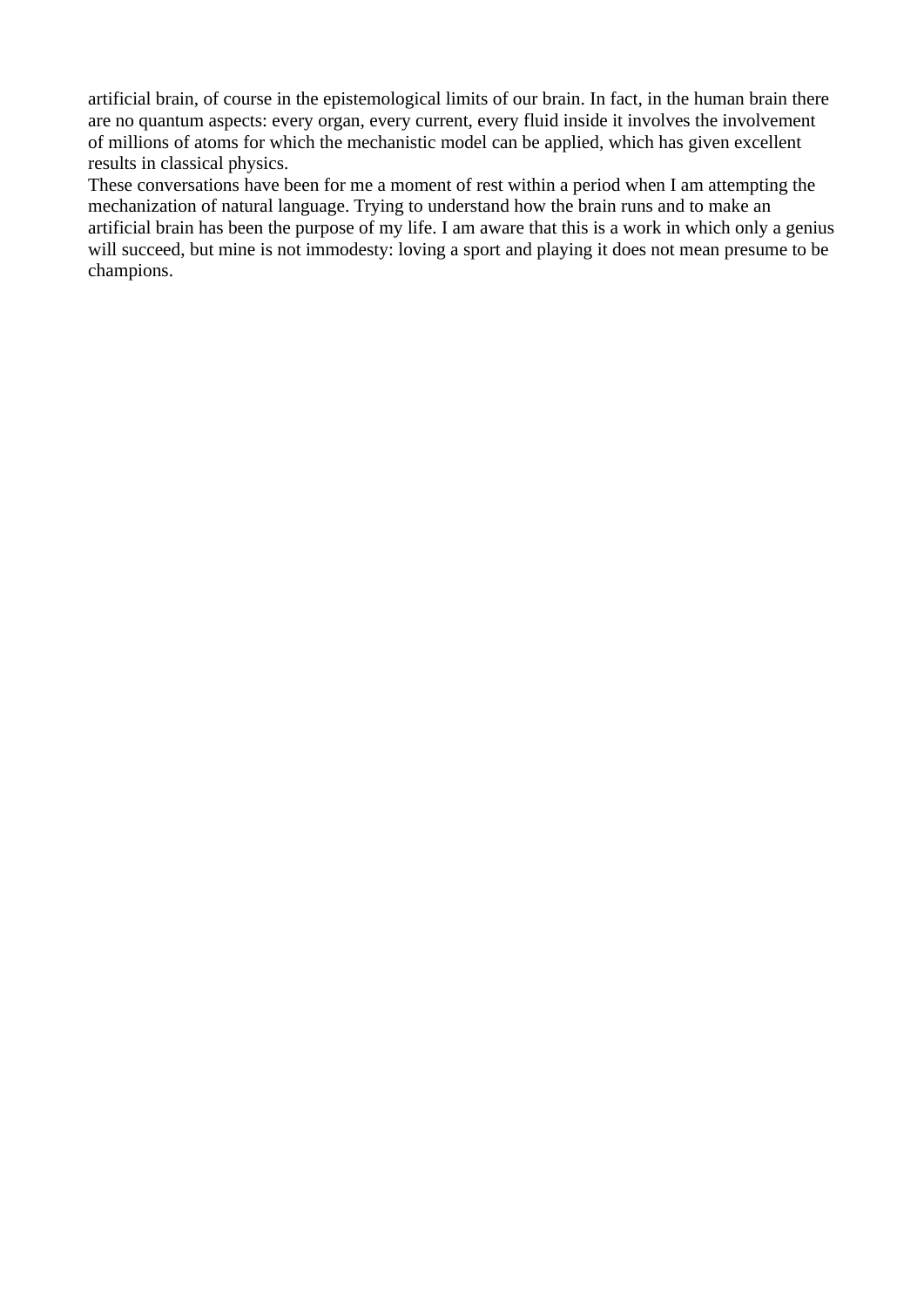artificial brain, of course in the epistemological limits of our brain. In fact, in the human brain there are no quantum aspects: every organ, every current, every fluid inside it involves the involvement of millions of atoms for which the mechanistic model can be applied, which has given excellent results in classical physics.

These conversations have been for me a moment of rest within a period when I am attempting the mechanization of natural language. Trying to understand how the brain runs and to make an artificial brain has been the purpose of my life. I am aware that this is a work in which only a genius will succeed, but mine is not immodesty: loving a sport and playing it does not mean presume to be champions.